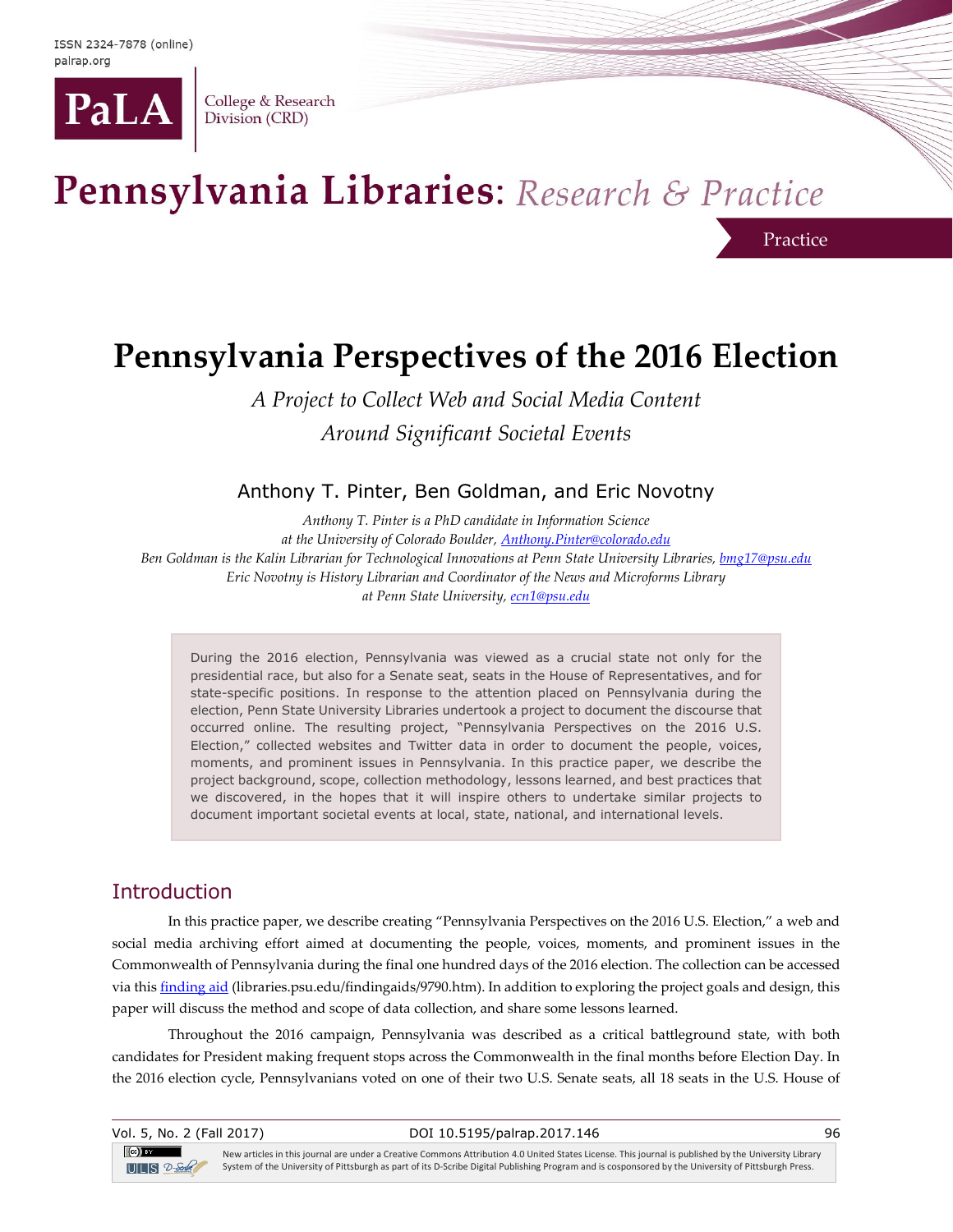# Pennsylvania Perspectives of the 2016 Election

*A Project to Collect Web and Social Media Content Around Significant Societal Events*

Anthony T. Pinter, Ben Goldman, and Eric Novotny

*Anthony T. Pinter is a PhD candidate in Information Science at the University of Colorado Boulder, Anthony.Pinter@colorado.edu*
*Ben Goldman is the Kalin Librarian for Technological Innovations at Penn State University Libraries, bmg17@psu.edu*
*Eric Novotny is History Librarian and Coordinator of the News and Microforms Library at Penn State University, ecn1@psu.edu*

During the 2016 election, Pennsylvania was viewed as a crucial state not only for the presidential race, but also for a Senate seat, seats in the House of Representatives, and for state-specific positions. In response to the attention placed on Pennsylvania during the election, Penn State University Libraries undertook a project to document the discourse that occurred online. The resulting project, "Pennsylvania Perspectives on the 2016 U.S. Election," collected websites and Twitter data in order to document the people, voices, moments, and prominent issues in Pennsylvania. In this practice paper, we describe the project background, scope, collection methodology, lessons learned, and best practices that we discovered, in the hopes that it will inspire others to undertake similar projects to document important societal events at local, state, national, and international levels.

## Introduction

In this practice paper, we describe creating "Pennsylvania Perspectives on the 2016 U.S. Election," a web and social media archiving effort aimed at documenting the people, voices, moments, and prominent issues in the Commonwealth of Pennsylvania during the final one hundred days of the 2016 election. The collection can be accessed via this finding aid (libraries.psu.edu/findingaids/9790.htm). In addition to exploring the project goals and design, this paper will discuss the method and scope of data collection, and share some lessons learned.

Throughout the 2016 campaign, Pennsylvania was described as a critical battleground state, with both candidates for President making frequent stops across the Commonwealth in the final months before Election Day. In the 2016 election cycle, Pennsylvanians voted on one of their two U.S. Senate seats, all 18 seats in the U.S. House of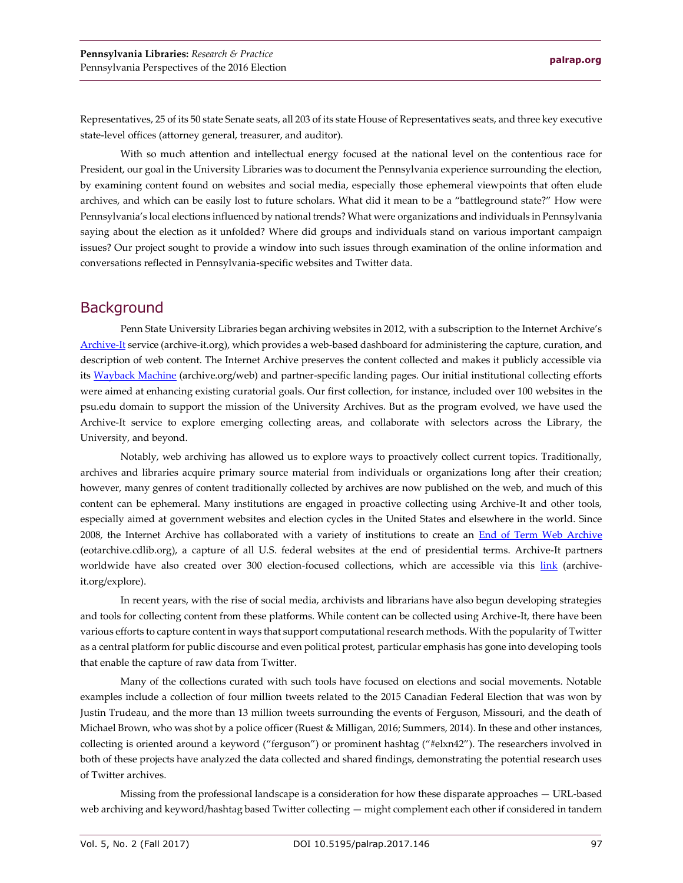Representatives, 25 of its 50 state Senate seats, all 203 of its state House of Representatives seats, and three key executive state-level offices (attorney general, treasurer, and auditor).

With so much attention and intellectual energy focused at the national level on the contentious race for President, our goal in the University Libraries was to document the Pennsylvania experience surrounding the election, by examining content found on websites and social media, especially those ephemeral viewpoints that often elude archives, and which can be easily lost to future scholars. What did it mean to be a "battleground state?" How were Pennsylvania's local elections influenced by national trends? What were organizations and individuals in Pennsylvania saying about the election as it unfolded? Where did groups and individuals stand on various important campaign issues? Our project sought to provide a window into such issues through examination of the online information and conversations reflected in Pennsylvania-specific websites and Twitter data.

## Background

Penn State University Libraries began archiving websites in 2012, with a subscription to the Internet Archive's [Archive-It](archive-it.org) service (archive-it.org), which provides a web-based dashboard for administering the capture, curation, and description of web content. The Internet Archive preserves the content collected and makes it publicly accessible via its [Wayback Machine](archive.org/web) (archive.org/web) and partner-specific landing pages. Our initial institutional collecting efforts were aimed at enhancing existing curatorial goals. Our first collection, for instance, included over 100 websites in the psu.edu domain to support the mission of the University Archives. But as the program evolved, we have used the Archive-It service to explore emerging collecting areas, and collaborate with selectors across the Library, the University, and beyond.

Notably, web archiving has allowed us to explore ways to proactively collect current topics. Traditionally, archives and libraries acquire primary source material from individuals or organizations long after their creation; however, many genres of content traditionally collected by archives are now published on the web, and much of this content can be ephemeral. Many institutions are engaged in proactive collecting using Archive-It and other tools, especially aimed at government websites and election cycles in the United States and elsewhere in the world. Since 2008, the Internet Archive has collaborated with a variety of institutions to create an [End of Term Web Archive](eotarchive.cdlib.org) (eotarchive.cdlib.org), a capture of all U.S. federal websites at the end of presidential terms. Archive-It partners worldwide have also created over 300 election-focused collections, which are accessible via this [link](archive-it.org/explore) (archive-it.org/explore).

In recent years, with the rise of social media, archivists and librarians have also begun developing strategies and tools for collecting content from these platforms. While content can be collected using Archive-It, there have been various efforts to capture content in ways that support computational research methods. With the popularity of Twitter as a central platform for public discourse and even political protest, particular emphasis has gone into developing tools that enable the capture of raw data from Twitter.

Many of the collections curated with such tools have focused on elections and social movements. Notable examples include a collection of four million tweets related to the 2015 Canadian Federal Election that was won by Justin Trudeau, and the more than 13 million tweets surrounding the events of Ferguson, Missouri, and the death of Michael Brown, who was shot by a police officer (Ruest & Milligan, 2016; Summers, 2014). In these and other instances, collecting is oriented around a keyword ("ferguson") or prominent hashtag ("#elxn42"). The researchers involved in both of these projects have analyzed the data collected and shared findings, demonstrating the potential research uses of Twitter archives.

Missing from the professional landscape is a consideration for how these disparate approaches — URL-based web archiving and keyword/hashtag based Twitter collecting — might complement each other if considered in tandem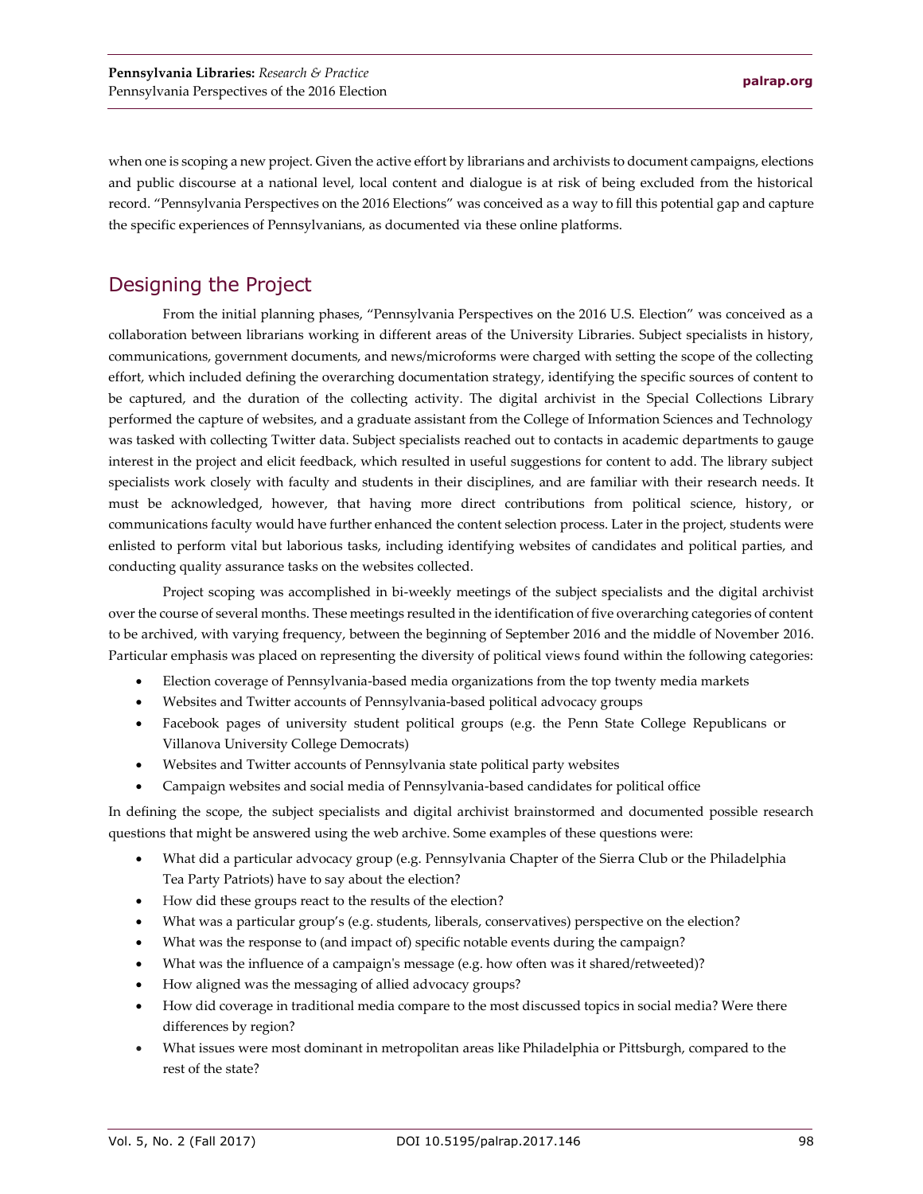when one is scoping a new project. Given the active effort by librarians and archivists to document campaigns, elections and public discourse at a national level, local content and dialogue is at risk of being excluded from the historical record. "Pennsylvania Perspectives on the 2016 Elections" was conceived as a way to fill this potential gap and capture the specific experiences of Pennsylvanians, as documented via these online platforms.

## Designing the Project

From the initial planning phases, "Pennsylvania Perspectives on the 2016 U.S. Election" was conceived as a collaboration between librarians working in different areas of the University Libraries. Subject specialists in history, communications, government documents, and news/microforms were charged with setting the scope of the collecting effort, which included defining the overarching documentation strategy, identifying the specific sources of content to be captured, and the duration of the collecting activity. The digital archivist in the Special Collections Library performed the capture of websites, and a graduate assistant from the College of Information Sciences and Technology was tasked with collecting Twitter data. Subject specialists reached out to contacts in academic departments to gauge interest in the project and elicit feedback, which resulted in useful suggestions for content to add. The library subject specialists work closely with faculty and students in their disciplines, and are familiar with their research needs. It must be acknowledged, however, that having more direct contributions from political science, history, or communications faculty would have further enhanced the content selection process. Later in the project, students were enlisted to perform vital but laborious tasks, including identifying websites of candidates and political parties, and conducting quality assurance tasks on the websites collected.

Project scoping was accomplished in bi-weekly meetings of the subject specialists and the digital archivist over the course of several months. These meetings resulted in the identification of five overarching categories of content to be archived, with varying frequency, between the beginning of September 2016 and the middle of November 2016. Particular emphasis was placed on representing the diversity of political views found within the following categories:

- Election coverage of Pennsylvania-based media organizations from the top twenty media markets
- Websites and Twitter accounts of Pennsylvania-based political advocacy groups
- Facebook pages of university student political groups (e.g. the Penn State College Republicans or Villanova University College Democrats)
- Websites and Twitter accounts of Pennsylvania state political party websites
- Campaign websites and social media of Pennsylvania-based candidates for political office

In defining the scope, the subject specialists and digital archivist brainstormed and documented possible research questions that might be answered using the web archive. Some examples of these questions were:

- What did a particular advocacy group (e.g. Pennsylvania Chapter of the Sierra Club or the Philadelphia Tea Party Patriots) have to say about the election?
- How did these groups react to the results of the election?
- What was a particular group's (e.g. students, liberals, conservatives) perspective on the election?
- What was the response to (and impact of) specific notable events during the campaign?
- What was the influence of a campaign's message (e.g. how often was it shared/retweeted)?
- How aligned was the messaging of allied advocacy groups?
- How did coverage in traditional media compare to the most discussed topics in social media? Were there differences by region?
- What issues were most dominant in metropolitan areas like Philadelphia or Pittsburgh, compared to the rest of the state?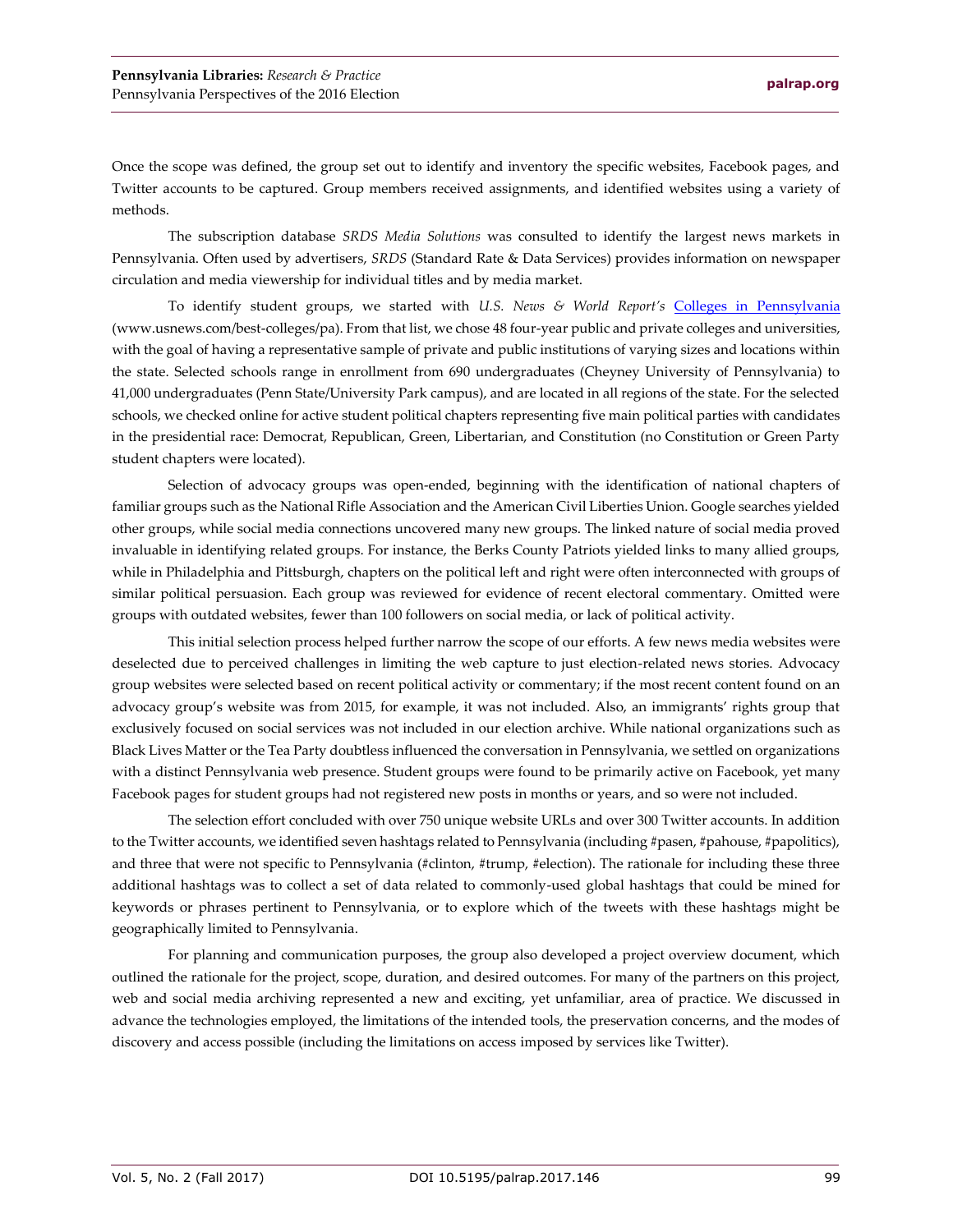Once the scope was defined, the group set out to identify and inventory the specific websites, Facebook pages, and Twitter accounts to be captured. Group members received assignments, and identified websites using a variety of methods.

The subscription database *SRDS Media Solutions* was consulted to identify the largest news markets in Pennsylvania. Often used by advertisers, *SRDS* (Standard Rate & Data Services) provides information on newspaper circulation and media viewership for individual titles and by media market.

To identify student groups, we started with *U.S. News & World Report's* [Colleges in Pennsylvania](www.usnews.com/best-colleges/pa) (www.usnews.com/best-colleges/pa). From that list, we chose 48 four-year public and private colleges and universities, with the goal of having a representative sample of private and public institutions of varying sizes and locations within the state. Selected schools range in enrollment from 690 undergraduates (Cheyney University of Pennsylvania) to 41,000 undergraduates (Penn State/University Park campus), and are located in all regions of the state. For the selected schools, we checked online for active student political chapters representing five main political parties with candidates in the presidential race: Democrat, Republican, Green, Libertarian, and Constitution (no Constitution or Green Party student chapters were located).

Selection of advocacy groups was open-ended, beginning with the identification of national chapters of familiar groups such as the National Rifle Association and the American Civil Liberties Union. Google searches yielded other groups, while social media connections uncovered many new groups. The linked nature of social media proved invaluable in identifying related groups. For instance, the Berks County Patriots yielded links to many allied groups, while in Philadelphia and Pittsburgh, chapters on the political left and right were often interconnected with groups of similar political persuasion. Each group was reviewed for evidence of recent electoral commentary. Omitted were groups with outdated websites, fewer than 100 followers on social media, or lack of political activity.

This initial selection process helped further narrow the scope of our efforts. A few news media websites were deselected due to perceived challenges in limiting the web capture to just election-related news stories. Advocacy group websites were selected based on recent political activity or commentary; if the most recent content found on an advocacy group's website was from 2015, for example, it was not included. Also, an immigrants' rights group that exclusively focused on social services was not included in our election archive. While national organizations such as Black Lives Matter or the Tea Party doubtless influenced the conversation in Pennsylvania, we settled on organizations with a distinct Pennsylvania web presence. Student groups were found to be primarily active on Facebook, yet many Facebook pages for student groups had not registered new posts in months or years, and so were not included.

The selection effort concluded with over 750 unique website URLs and over 300 Twitter accounts. In addition to the Twitter accounts, we identified seven hashtags related to Pennsylvania (including #pasen, #pahouse, #papolitics), and three that were not specific to Pennsylvania (#clinton, #trump, #election). The rationale for including these three additional hashtags was to collect a set of data related to commonly-used global hashtags that could be mined for keywords or phrases pertinent to Pennsylvania, or to explore which of the tweets with these hashtags might be geographically limited to Pennsylvania.

For planning and communication purposes, the group also developed a project overview document, which outlined the rationale for the project, scope, duration, and desired outcomes. For many of the partners on this project, web and social media archiving represented a new and exciting, yet unfamiliar, area of practice. We discussed in advance the technologies employed, the limitations of the intended tools, the preservation concerns, and the modes of discovery and access possible (including the limitations on access imposed by services like Twitter).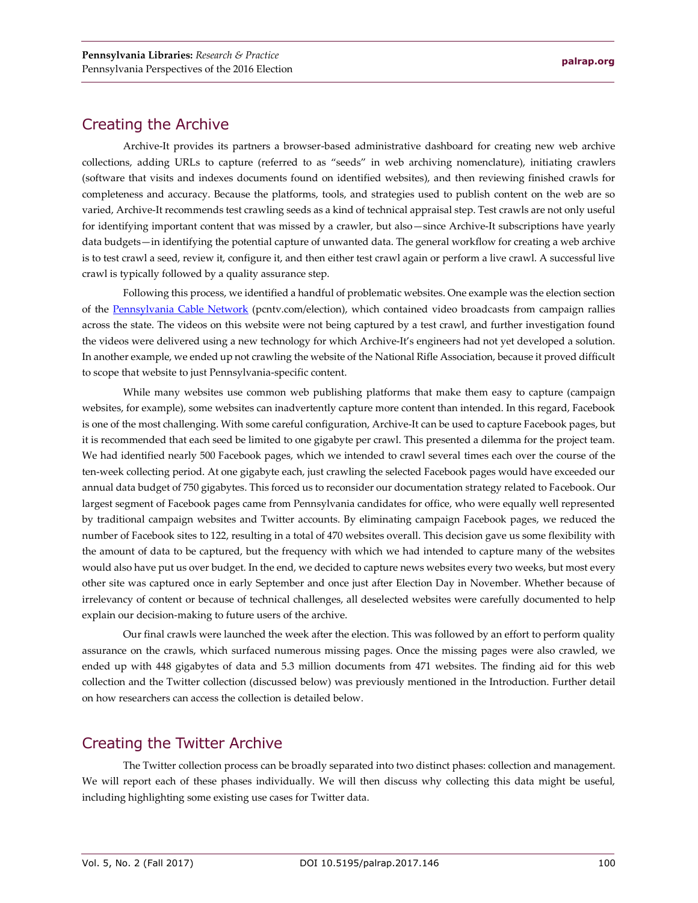## Creating the Archive

Archive-It provides its partners a browser-based administrative dashboard for creating new web archive collections, adding URLs to capture (referred to as "seeds" in web archiving nomenclature), initiating crawlers (software that visits and indexes documents found on identified websites), and then reviewing finished crawls for completeness and accuracy. Because the platforms, tools, and strategies used to publish content on the web are so varied, Archive-It recommends test crawling seeds as a kind of technical appraisal step. Test crawls are not only useful for identifying important content that was missed by a crawler, but also—since Archive-It subscriptions have yearly data budgets—in identifying the potential capture of unwanted data. The general workflow for creating a web archive is to test crawl a seed, review it, configure it, and then either test crawl again or perform a live crawl. A successful live crawl is typically followed by a quality assurance step.

Following this process, we identified a handful of problematic websites. One example was the election section of the [Pennsylvania Cable Network](pcntv.com/election) (pcntv.com/election), which contained video broadcasts from campaign rallies across the state. The videos on this website were not being captured by a test crawl, and further investigation found the videos were delivered using a new technology for which Archive-It's engineers had not yet developed a solution. In another example, we ended up not crawling the website of the National Rifle Association, because it proved difficult to scope that website to just Pennsylvania-specific content.

While many websites use common web publishing platforms that make them easy to capture (campaign websites, for example), some websites can inadvertently capture more content than intended. In this regard, Facebook is one of the most challenging. With some careful configuration, Archive-It can be used to capture Facebook pages, but it is recommended that each seed be limited to one gigabyte per crawl. This presented a dilemma for the project team. We had identified nearly 500 Facebook pages, which we intended to crawl several times each over the course of the ten-week collecting period. At one gigabyte each, just crawling the selected Facebook pages would have exceeded our annual data budget of 750 gigabytes. This forced us to reconsider our documentation strategy related to Facebook. Our largest segment of Facebook pages came from Pennsylvania candidates for office, who were equally well represented by traditional campaign websites and Twitter accounts. By eliminating campaign Facebook pages, we reduced the number of Facebook sites to 122, resulting in a total of 470 websites overall. This decision gave us some flexibility with the amount of data to be captured, but the frequency with which we had intended to capture many of the websites would also have put us over budget. In the end, we decided to capture news websites every two weeks, but most every other site was captured once in early September and once just after Election Day in November. Whether because of irrelevancy of content or because of technical challenges, all deselected websites were carefully documented to help explain our decision-making to future users of the archive.

Our final crawls were launched the week after the election. This was followed by an effort to perform quality assurance on the crawls, which surfaced numerous missing pages. Once the missing pages were also crawled, we ended up with 448 gigabytes of data and 5.3 million documents from 471 websites. The finding aid for this web collection and the Twitter collection (discussed below) was previously mentioned in the Introduction. Further detail on how researchers can access the collection is detailed below.

## Creating the Twitter Archive

The Twitter collection process can be broadly separated into two distinct phases: collection and management. We will report each of these phases individually. We will then discuss why collecting this data might be useful, including highlighting some existing use cases for Twitter data.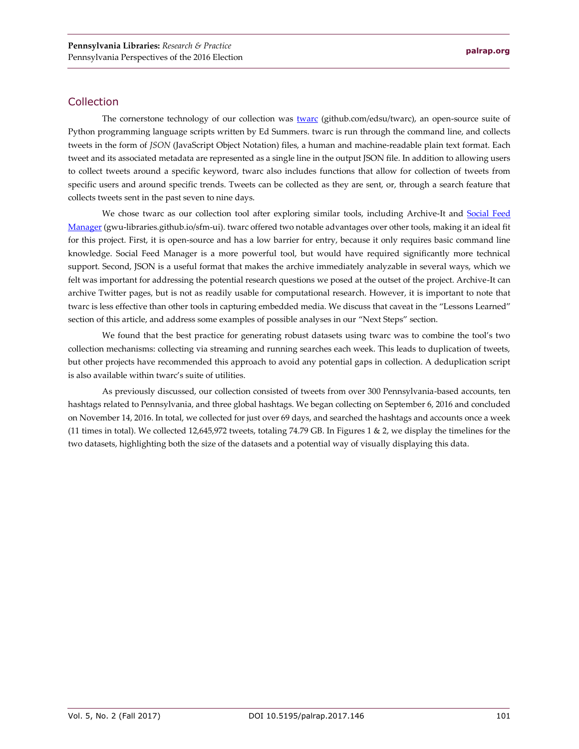## Collection

The cornerstone technology of our collection was twarc (github.com/edsu/twarc), an open-source suite of Python programming language scripts written by Ed Summers. twarc is run through the command line, and collects tweets in the form of *JSON* (JavaScript Object Notation) files, a human and machine-readable plain text format. Each tweet and its associated metadata are represented as a single line in the output JSON file. In addition to allowing users to collect tweets around a specific keyword, twarc also includes functions that allow for collection of tweets from specific users and around specific trends. Tweets can be collected as they are sent, or, through a search feature that collects tweets sent in the past seven to nine days.

We chose twarc as our collection tool after exploring similar tools, including Archive-It and Social Feed Manager (gwu-libraries.github.io/sfm-ui). twarc offered two notable advantages over other tools, making it an ideal fit for this project. First, it is open-source and has a low barrier for entry, because it only requires basic command line knowledge. Social Feed Manager is a more powerful tool, but would have required significantly more technical support. Second, JSON is a useful format that makes the archive immediately analyzable in several ways, which we felt was important for addressing the potential research questions we posed at the outset of the project. Archive-It can archive Twitter pages, but is not as readily usable for computational research. However, it is important to note that twarc is less effective than other tools in capturing embedded media. We discuss that caveat in the "Lessons Learned" section of this article, and address some examples of possible analyses in our "Next Steps" section.

We found that the best practice for generating robust datasets using twarc was to combine the tool's two collection mechanisms: collecting via streaming and running searches each week. This leads to duplication of tweets, but other projects have recommended this approach to avoid any potential gaps in collection. A deduplication script is also available within twarc's suite of utilities.

As previously discussed, our collection consisted of tweets from over 300 Pennsylvania-based accounts, ten hashtags related to Pennsylvania, and three global hashtags. We began collecting on September 6, 2016 and concluded on November 14, 2016. In total, we collected for just over 69 days, and searched the hashtags and accounts once a week (11 times in total). We collected 12,645,972 tweets, totaling 74.79 GB. In Figures 1 & 2, we display the timelines for the two datasets, highlighting both the size of the datasets and a potential way of visually displaying this data.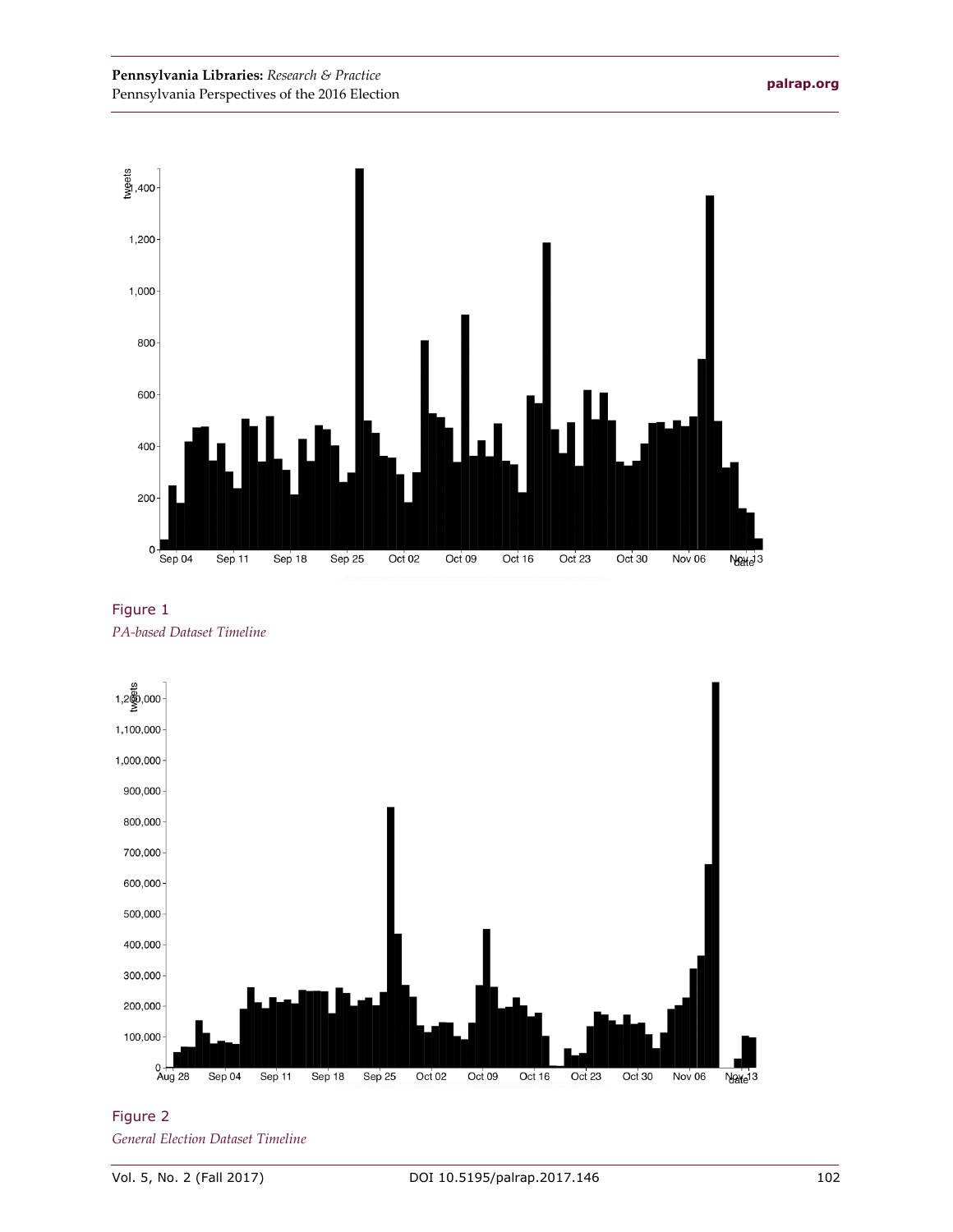Figure 1

*PA-based Dataset Timeline*

Figure 2

*General Election Dataset Timeline*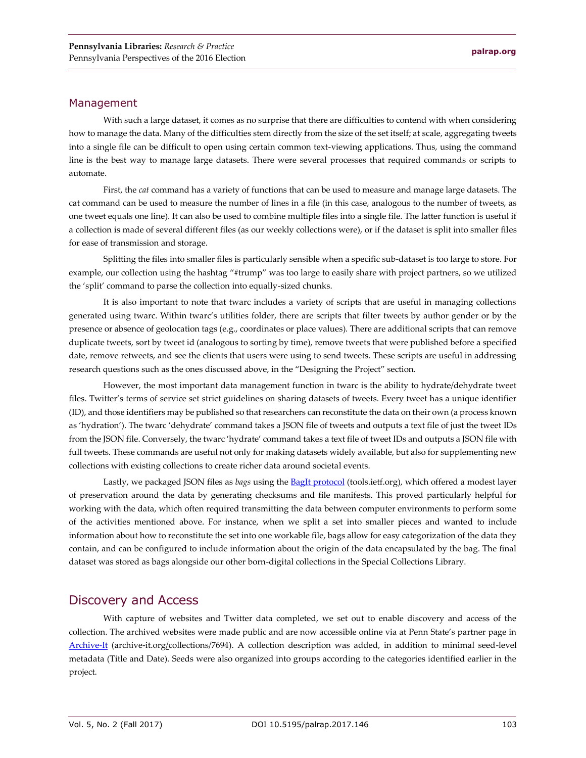## Management

With such a large dataset, it comes as no surprise that there are difficulties to contend with when considering how to manage the data. Many of the difficulties stem directly from the size of the set itself; at scale, aggregating tweets into a single file can be difficult to open using certain common text-viewing applications. Thus, using the command line is the best way to manage large datasets. There were several processes that required commands or scripts to automate.

First, the *cat* command has a variety of functions that can be used to measure and manage large datasets. The cat command can be used to measure the number of lines in a file (in this case, analogous to the number of tweets, as one tweet equals one line). It can also be used to combine multiple files into a single file. The latter function is useful if a collection is made of several different files (as our weekly collections were), or if the dataset is split into smaller files for ease of transmission and storage.

Splitting the files into smaller files is particularly sensible when a specific sub-dataset is too large to store. For example, our collection using the hashtag "#trump" was too large to easily share with project partners, so we utilized the 'split' command to parse the collection into equally-sized chunks.

It is also important to note that twarc includes a variety of scripts that are useful in managing collections generated using twarc. Within twarc's utilities folder, there are scripts that filter tweets by author gender or by the presence or absence of geolocation tags (e.g., coordinates or place values). There are additional scripts that can remove duplicate tweets, sort by tweet id (analogous to sorting by time), remove tweets that were published before a specified date, remove retweets, and see the clients that users were using to send tweets. These scripts are useful in addressing research questions such as the ones discussed above, in the "Designing the Project" section.

However, the most important data management function in twarc is the ability to hydrate/dehydrate tweet files. Twitter's terms of service set strict guidelines on sharing datasets of tweets. Every tweet has a unique identifier (ID), and those identifiers may be published so that researchers can reconstitute the data on their own (a process known as 'hydration'). The twarc 'dehydrate' command takes a JSON file of tweets and outputs a text file of just the tweet IDs from the JSON file. Conversely, the twarc 'hydrate' command takes a text file of tweet IDs and outputs a JSON file with full tweets. These commands are useful not only for making datasets widely available, but also for supplementing new collections with existing collections to create richer data around societal events.

Lastly, we packaged JSON files as *bags* using the [BagIt protocol](tools.ietf.org) (tools.ietf.org), which offered a modest layer of preservation around the data by generating checksums and file manifests. This proved particularly helpful for working with the data, which often required transmitting the data between computer environments to perform some of the activities mentioned above. For instance, when we split a set into smaller pieces and wanted to include information about how to reconstitute the set into one workable file, bags allow for easy categorization of the data they contain, and can be configured to include information about the origin of the data encapsulated by the bag. The final dataset was stored as bags alongside our other born-digital collections in the Special Collections Library.

# Discovery and Access

With capture of websites and Twitter data completed, we set out to enable discovery and access of the collection. The archived websites were made public and are now accessible online via at Penn State's partner page in [Archive-It](archive-it.org/collections/7694) (archive-it.org/collections/7694). A collection description was added, in addition to minimal seed-level metadata (Title and Date). Seeds were also organized into groups according to the categories identified earlier in the project.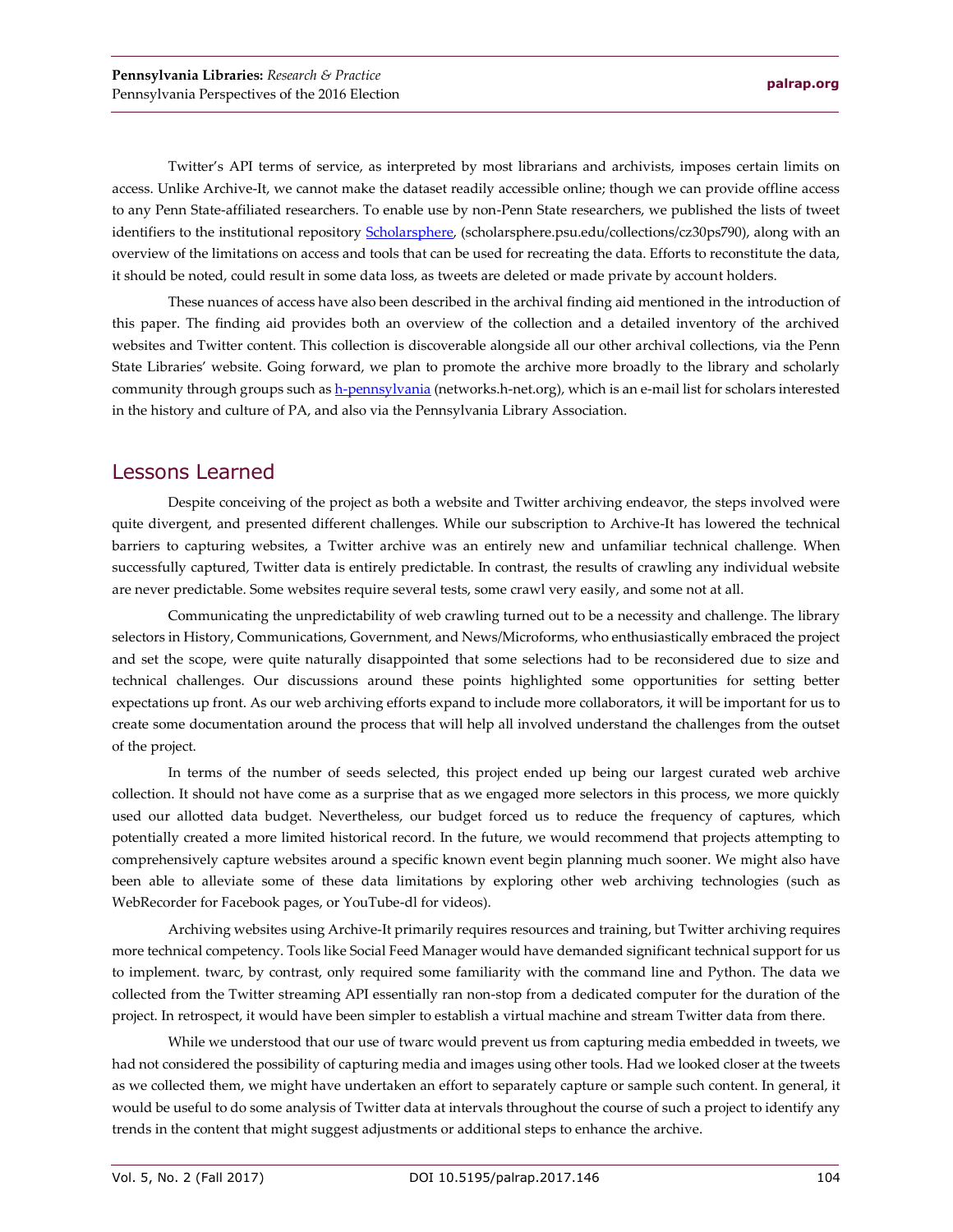Twitter's API terms of service, as interpreted by most librarians and archivists, imposes certain limits on access. Unlike Archive-It, we cannot make the dataset readily accessible online; though we can provide offline access to any Penn State-affiliated researchers. To enable use by non-Penn State researchers, we published the lists of tweet identifiers to the institutional repository [Scholarsphere](scholarsphere.psu.edu/collections/cz30ps790), (scholarsphere.psu.edu/collections/cz30ps790), along with an overview of the limitations on access and tools that can be used for recreating the data. Efforts to reconstitute the data, it should be noted, could result in some data loss, as tweets are deleted or made private by account holders.

These nuances of access have also been described in the archival finding aid mentioned in the introduction of this paper. The finding aid provides both an overview of the collection and a detailed inventory of the archived websites and Twitter content. This collection is discoverable alongside all our other archival collections, via the Penn State Libraries' website. Going forward, we plan to promote the archive more broadly to the library and scholarly community through groups such as [h-pennsylvania](networks.h-net.org) (networks.h-net.org), which is an e-mail list for scholars interested in the history and culture of PA, and also via the Pennsylvania Library Association.

## Lessons Learned

Despite conceiving of the project as both a website and Twitter archiving endeavor, the steps involved were quite divergent, and presented different challenges. While our subscription to Archive-It has lowered the technical barriers to capturing websites, a Twitter archive was an entirely new and unfamiliar technical challenge. When successfully captured, Twitter data is entirely predictable. In contrast, the results of crawling any individual website are never predictable. Some websites require several tests, some crawl very easily, and some not at all.

Communicating the unpredictability of web crawling turned out to be a necessity and challenge. The library selectors in History, Communications, Government, and News/Microforms, who enthusiastically embraced the project and set the scope, were quite naturally disappointed that some selections had to be reconsidered due to size and technical challenges. Our discussions around these points highlighted some opportunities for setting better expectations up front. As our web archiving efforts expand to include more collaborators, it will be important for us to create some documentation around the process that will help all involved understand the challenges from the outset of the project.

In terms of the number of seeds selected, this project ended up being our largest curated web archive collection. It should not have come as a surprise that as we engaged more selectors in this process, we more quickly used our allotted data budget. Nevertheless, our budget forced us to reduce the frequency of captures, which potentially created a more limited historical record. In the future, we would recommend that projects attempting to comprehensively capture websites around a specific known event begin planning much sooner. We might also have been able to alleviate some of these data limitations by exploring other web archiving technologies (such as WebRecorder for Facebook pages, or YouTube-dl for videos).

Archiving websites using Archive-It primarily requires resources and training, but Twitter archiving requires more technical competency. Tools like Social Feed Manager would have demanded significant technical support for us to implement. twarc, by contrast, only required some familiarity with the command line and Python. The data we collected from the Twitter streaming API essentially ran non-stop from a dedicated computer for the duration of the project. In retrospect, it would have been simpler to establish a virtual machine and stream Twitter data from there.

While we understood that our use of twarc would prevent us from capturing media embedded in tweets, we had not considered the possibility of capturing media and images using other tools. Had we looked closer at the tweets as we collected them, we might have undertaken an effort to separately capture or sample such content. In general, it would be useful to do some analysis of Twitter data at intervals throughout the course of such a project to identify any trends in the content that might suggest adjustments or additional steps to enhance the archive.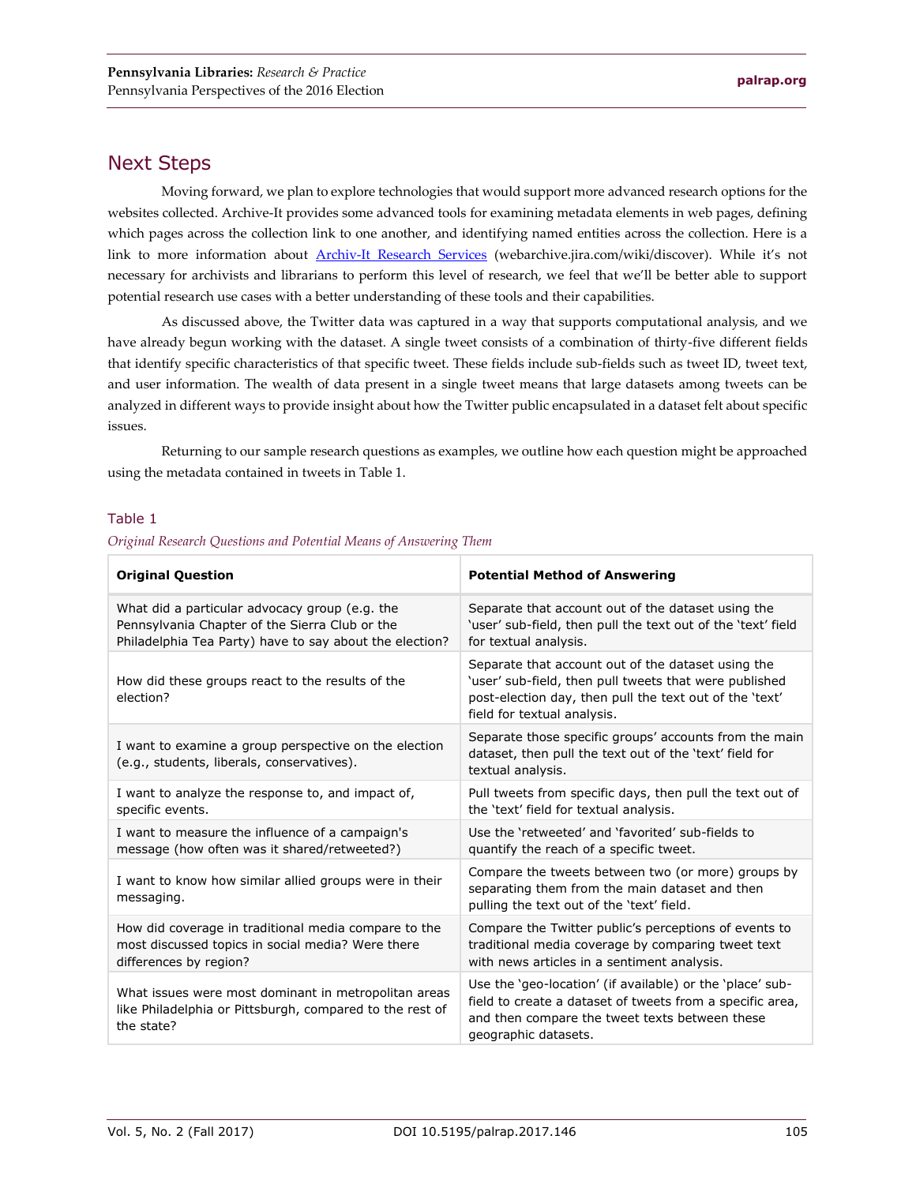## Next Steps

Moving forward, we plan to explore technologies that would support more advanced research options for the websites collected. Archive-It provides some advanced tools for examining metadata elements in web pages, defining which pages across the collection link to one another, and identifying named entities across the collection. Here is a link to more information about [Archiv-It Research Services](webarchive.jira.com/wiki/discover) (webarchive.jira.com/wiki/discover). While it's not necessary for archivists and librarians to perform this level of research, we feel that we'll be better able to support potential research use cases with a better understanding of these tools and their capabilities.

As discussed above, the Twitter data was captured in a way that supports computational analysis, and we have already begun working with the dataset. A single tweet consists of a combination of thirty-five different fields that identify specific characteristics of that specific tweet. These fields include sub-fields such as tweet ID, tweet text, and user information. The wealth of data present in a single tweet means that large datasets among tweets can be analyzed in different ways to provide insight about how the Twitter public encapsulated in a dataset felt about specific issues.

Returning to our sample research questions as examples, we outline how each question might be approached using the metadata contained in tweets in Table 1.

Table 1

*Original Research Questions and Potential Means of Answering Them*

| Original Question | Potential Method of Answering |
|---|---|
| What did a particular advocacy group (e.g. the Pennsylvania Chapter of the Sierra Club or the Philadelphia Tea Party) have to say about the election? | Separate that account out of the dataset using the 'user' sub-field, then pull the text out of the 'text' field for textual analysis. |
| How did these groups react to the results of the election? | Separate that account out of the dataset using the 'user' sub-field, then pull tweets that were published post-election day, then pull the text out of the 'text' field for textual analysis. |
| I want to examine a group perspective on the election (e.g., students, liberals, conservatives). | Separate those specific groups' accounts from the main dataset, then pull the text out of the 'text' field for textual analysis. |
| I want to analyze the response to, and impact of, specific events. | Pull tweets from specific days, then pull the text out of the 'text' field for textual analysis. |
| I want to measure the influence of a campaign's message (how often was it shared/retweeted?) | Use the 'retweeted' and 'favorited' sub-fields to quantify the reach of a specific tweet. |
| I want to know how similar allied groups were in their messaging. | Compare the tweets between two (or more) groups by separating them from the main dataset and then pulling the text out of the 'text' field. |
| How did coverage in traditional media compare to the most discussed topics in social media? Were there differences by region? | Compare the Twitter public's perceptions of events to traditional media coverage by comparing tweet text with news articles in a sentiment analysis. |
| What issues were most dominant in metropolitan areas like Philadelphia or Pittsburgh, compared to the rest of the state? | Use the 'geo-location' (if available) or the 'place' sub-field to create a dataset of tweets from a specific area, and then compare the tweet texts between these geographic datasets. |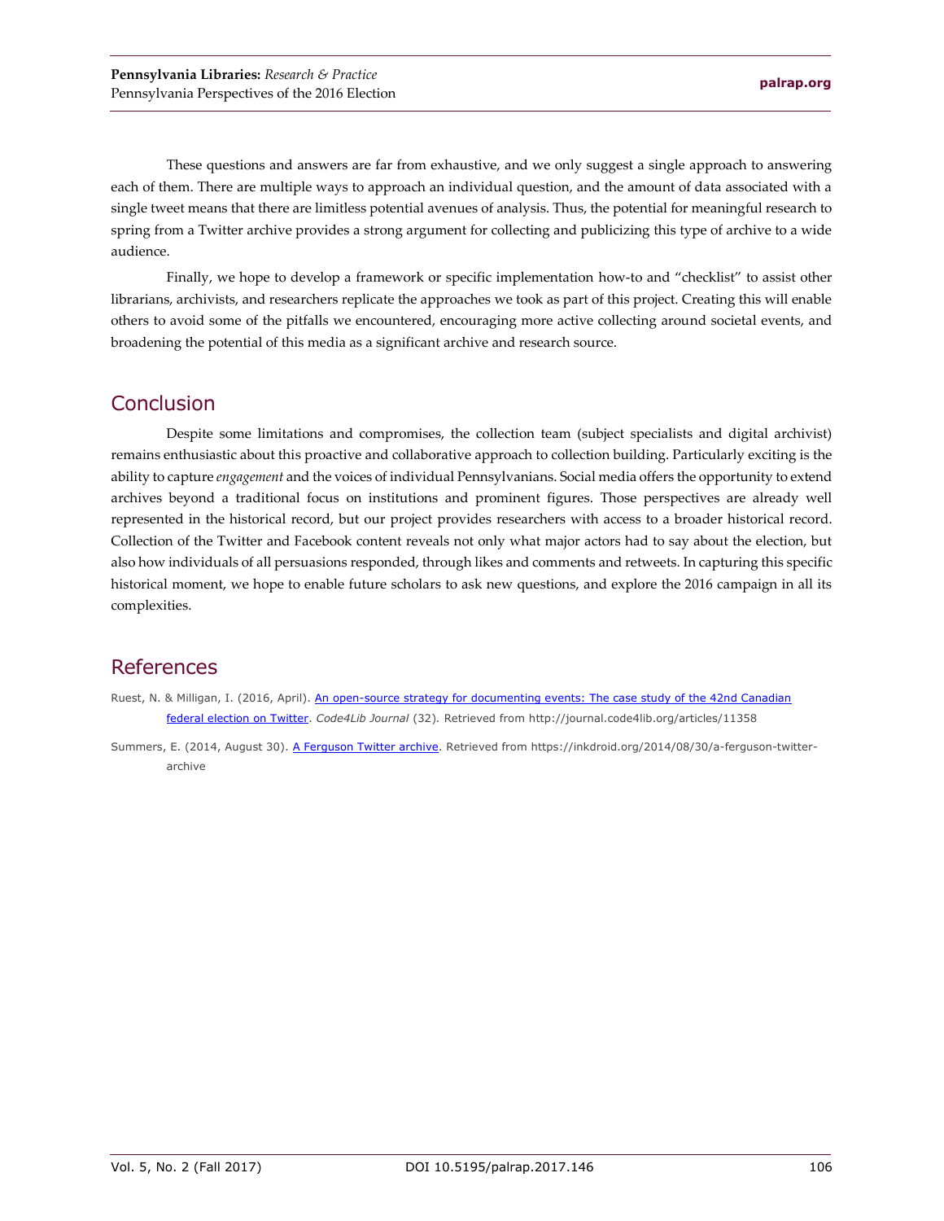These questions and answers are far from exhaustive, and we only suggest a single approach to answering each of them. There are multiple ways to approach an individual question, and the amount of data associated with a single tweet means that there are limitless potential avenues of analysis. Thus, the potential for meaningful research to spring from a Twitter archive provides a strong argument for collecting and publicizing this type of archive to a wide audience.

Finally, we hope to develop a framework or specific implementation how-to and "checklist" to assist other librarians, archivists, and researchers replicate the approaches we took as part of this project. Creating this will enable others to avoid some of the pitfalls we encountered, encouraging more active collecting around societal events, and broadening the potential of this media as a significant archive and research source.

## Conclusion

Despite some limitations and compromises, the collection team (subject specialists and digital archivist) remains enthusiastic about this proactive and collaborative approach to collection building. Particularly exciting is the ability to capture *engagement* and the voices of individual Pennsylvanians. Social media offers the opportunity to extend archives beyond a traditional focus on institutions and prominent figures. Those perspectives are already well represented in the historical record, but our project provides researchers with access to a broader historical record. Collection of the Twitter and Facebook content reveals not only what major actors had to say about the election, but also how individuals of all persuasions responded, through likes and comments and retweets. In capturing this specific historical moment, we hope to enable future scholars to ask new questions, and explore the 2016 campaign in all its complexities.

## References

Ruest, N. & Milligan, I. (2016, April). An open-source strategy for documenting events: The case study of the 42nd Canadian federal election on Twitter. *Code4Lib Journal* (32). Retrieved from http://journal.code4lib.org/articles/11358

Summers, E. (2014, August 30). A Ferguson Twitter archive. Retrieved from https://inkdroid.org/2014/08/30/a-ferguson-twitter-archive